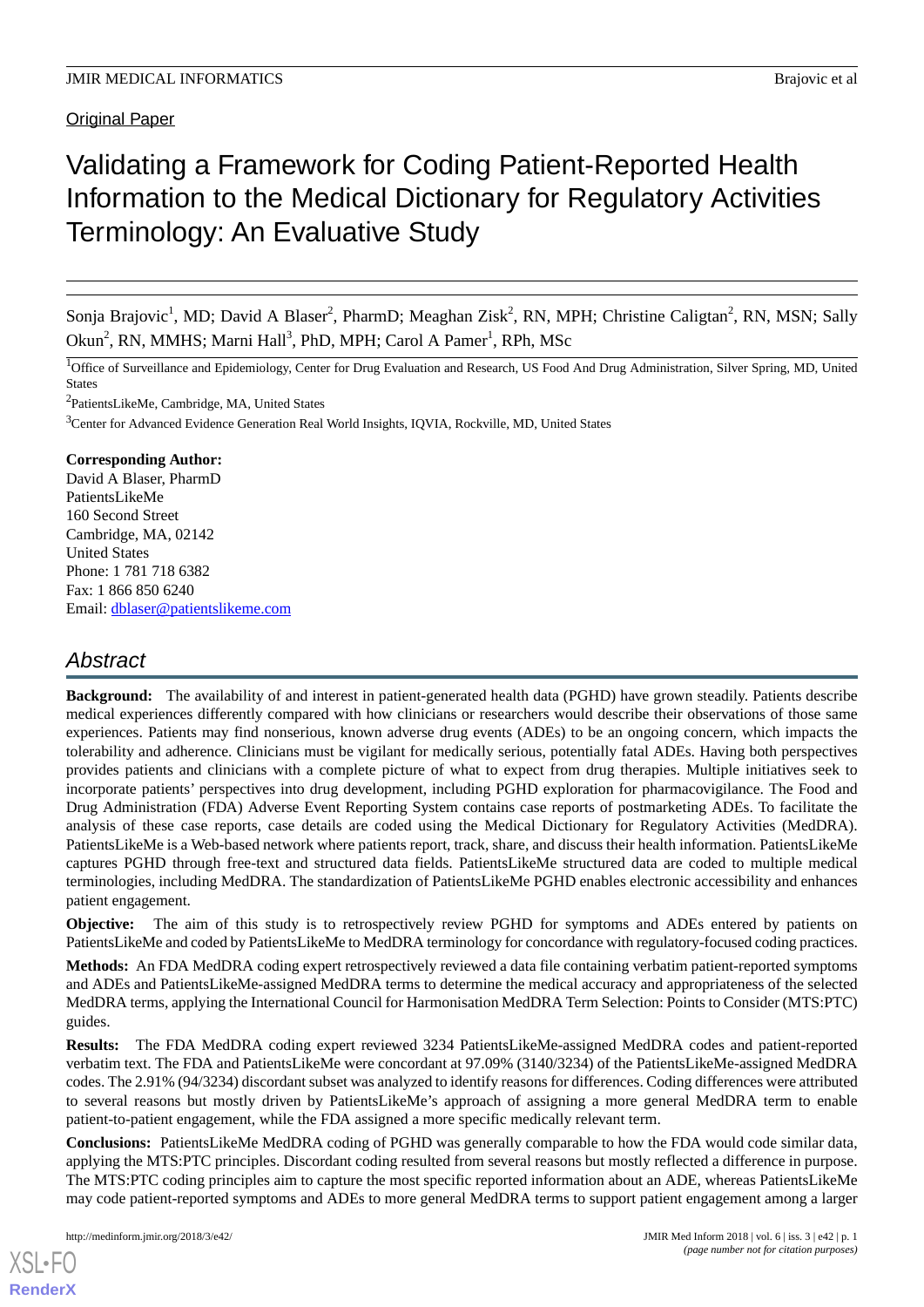Original Paper

# Validating a Framework for Coding Patient-Reported Health Information to the Medical Dictionary for Regulatory Activities Terminology: An Evaluative Study

Sonja Brajovic[1], MD; David A Blaser[2], PharmD; Meaghan Zisk[2], RN, MPH; Christine Caligtan[2], RN, MSN; Sally Okun[2], RN, MMHS; Marni Hall[3], PhD, MPH; Carol A Pamer[1], RPh, MSc

[1]Office of Surveillance and Epidemiology, Center for Drug Evaluation and Research, US Food And Drug Administration, Silver Spring, MD, United States

[2]PatientsLikeMe, Cambridge, MA, United States

[3]Center for Advanced Evidence Generation Real World Insights, IQVIA, Rockville, MD, United States

**Corresponding Author:**
David A Blaser, PharmD
PatientsLikeMe
160 Second Street
Cambridge, MA, 02142
United States
Phone: 1 781 718 6382
Fax: 1 866 850 6240
Email: dblaser@patientslikeme.com

## Abstract

**Background:** The availability of and interest in patient-generated health data (PGHD) have grown steadily. Patients describe medical experiences differently compared with how clinicians or researchers would describe their observations of those same experiences. Patients may find nonserious, known adverse drug events (ADEs) to be an ongoing concern, which impacts the tolerability and adherence. Clinicians must be vigilant for medically serious, potentially fatal ADEs. Having both perspectives provides patients and clinicians with a complete picture of what to expect from drug therapies. Multiple initiatives seek to incorporate patients' perspectives into drug development, including PGHD exploration for pharmacovigilance. The Food and Drug Administration (FDA) Adverse Event Reporting System contains case reports of postmarketing ADEs. To facilitate the analysis of these case reports, case details are coded using the Medical Dictionary for Regulatory Activities (MedDRA). PatientsLikeMe is a Web-based network where patients report, track, share, and discuss their health information. PatientsLikeMe captures PGHD through free-text and structured data fields. PatientsLikeMe structured data are coded to multiple medical terminologies, including MedDRA. The standardization of PatientsLikeMe PGHD enables electronic accessibility and enhances patient engagement.

**Objective:** The aim of this study is to retrospectively review PGHD for symptoms and ADEs entered by patients on PatientsLikeMe and coded by PatientsLikeMe to MedDRA terminology for concordance with regulatory-focused coding practices.

**Methods:** An FDA MedDRA coding expert retrospectively reviewed a data file containing verbatim patient-reported symptoms and ADEs and PatientsLikeMe-assigned MedDRA terms to determine the medical accuracy and appropriateness of the selected MedDRA terms, applying the International Council for Harmonisation MedDRA Term Selection: Points to Consider (MTS:PTC) guides.

**Results:** The FDA MedDRA coding expert reviewed 3234 PatientsLikeMe-assigned MedDRA codes and patient-reported verbatim text. The FDA and PatientsLikeMe were concordant at 97.09% (3140/3234) of the PatientsLikeMe-assigned MedDRA codes. The 2.91% (94/3234) discordant subset was analyzed to identify reasons for differences. Coding differences were attributed to several reasons but mostly driven by PatientsLikeMe's approach of assigning a more general MedDRA term to enable patient-to-patient engagement, while the FDA assigned a more specific medically relevant term.

**Conclusions:** PatientsLikeMe MedDRA coding of PGHD was generally comparable to how the FDA would code similar data, applying the MTS:PTC principles. Discordant coding resulted from several reasons but mostly reflected a difference in purpose. The MTS:PTC coding principles aim to capture the most specific reported information about an ADE, whereas PatientsLikeMe may code patient-reported symptoms and ADEs to more general MedDRA terms to support patient engagement among a larger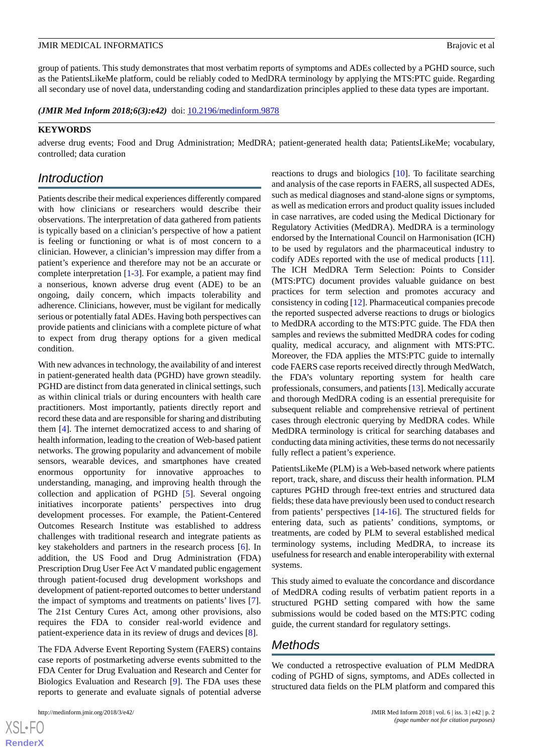group of patients. This study demonstrates that most verbatim reports of symptoms and ADEs collected by a PGHD source, such as the PatientsLikeMe platform, could be reliably coded to MedDRA terminology by applying the MTS:PTC guide. Regarding all secondary use of novel data, understanding coding and standardization principles applied to these data types are important.

***(JMIR Med Inform 2018;6(3):e42)*** doi: 10.2196/medinform.9878

**KEYWORDS**

adverse drug events; Food and Drug Administration; MedDRA; patient-generated health data; PatientsLikeMe; vocabulary, controlled; data curation

## Introduction

Patients describe their medical experiences differently compared with how clinicians or researchers would describe their observations. The interpretation of data gathered from patients is typically based on a clinician's perspective of how a patient is feeling or functioning or what is of most concern to a clinician. However, a clinician's impression may differ from a patient's experience and therefore may not be an accurate or complete interpretation [1-3]. For example, a patient may find a nonserious, known adverse drug event (ADE) to be an ongoing, daily concern, which impacts tolerability and adherence. Clinicians, however, must be vigilant for medically serious or potentially fatal ADEs. Having both perspectives can provide patients and clinicians with a complete picture of what to expect from drug therapy options for a given medical condition.

With new advances in technology, the availability of and interest in patient-generated health data (PGHD) have grown steadily. PGHD are distinct from data generated in clinical settings, such as within clinical trials or during encounters with health care practitioners. Most importantly, patients directly report and record these data and are responsible for sharing and distributing them [4]. The internet democratized access to and sharing of health information, leading to the creation of Web-based patient networks. The growing popularity and advancement of mobile sensors, wearable devices, and smartphones have created enormous opportunity for innovative approaches to understanding, managing, and improving health through the collection and application of PGHD [5]. Several ongoing initiatives incorporate patients' perspectives into drug development processes. For example, the Patient-Centered Outcomes Research Institute was established to address challenges with traditional research and integrate patients as key stakeholders and partners in the research process [6]. In addition, the US Food and Drug Administration (FDA) Prescription Drug User Fee Act V mandated public engagement through patient-focused drug development workshops and development of patient-reported outcomes to better understand the impact of symptoms and treatments on patients' lives [7]. The 21st Century Cures Act, among other provisions, also requires the FDA to consider real-world evidence and patient-experience data in its review of drugs and devices [8].

The FDA Adverse Event Reporting System (FAERS) contains case reports of postmarketing adverse events submitted to the FDA Center for Drug Evaluation and Research and Center for Biologics Evaluation and Research [9]. The FDA uses these reports to generate and evaluate signals of potential adverse reactions to drugs and biologics [10]. To facilitate searching and analysis of the case reports in FAERS, all suspected ADEs, such as medical diagnoses and stand-alone signs or symptoms, as well as medication errors and product quality issues included in case narratives, are coded using the Medical Dictionary for Regulatory Activities (MedDRA). MedDRA is a terminology endorsed by the International Council on Harmonisation (ICH) to be used by regulators and the pharmaceutical industry to codify ADEs reported with the use of medical products [11]. The ICH MedDRA Term Selection: Points to Consider (MTS:PTC) document provides valuable guidance on best practices for term selection and promotes accuracy and consistency in coding [12]. Pharmaceutical companies precode the reported suspected adverse reactions to drugs or biologics to MedDRA according to the MTS:PTC guide. The FDA then samples and reviews the submitted MedDRA codes for coding quality, medical accuracy, and alignment with MTS:PTC. Moreover, the FDA applies the MTS:PTC guide to internally code FAERS case reports received directly through MedWatch, the FDA's voluntary reporting system for health care professionals, consumers, and patients [13]. Medically accurate and thorough MedDRA coding is an essential prerequisite for subsequent reliable and comprehensive retrieval of pertinent cases through electronic querying by MedDRA codes. While MedDRA terminology is critical for searching databases and conducting data mining activities, these terms do not necessarily fully reflect a patient's experience.

PatientsLikeMe (PLM) is a Web-based network where patients report, track, share, and discuss their health information. PLM captures PGHD through free-text entries and structured data fields; these data have previously been used to conduct research from patients' perspectives [14-16]. The structured fields for entering data, such as patients' conditions, symptoms, or treatments, are coded by PLM to several established medical terminology systems, including MedDRA, to increase its usefulness for research and enable interoperability with external systems.

This study aimed to evaluate the concordance and discordance of MedDRA coding results of verbatim patient reports in a structured PGHD setting compared with how the same submissions would be coded based on the MTS:PTC coding guide, the current standard for regulatory settings.

## Methods

We conducted a retrospective evaluation of PLM MedDRA coding of PGHD of signs, symptoms, and ADEs collected in structured data fields on the PLM platform and compared this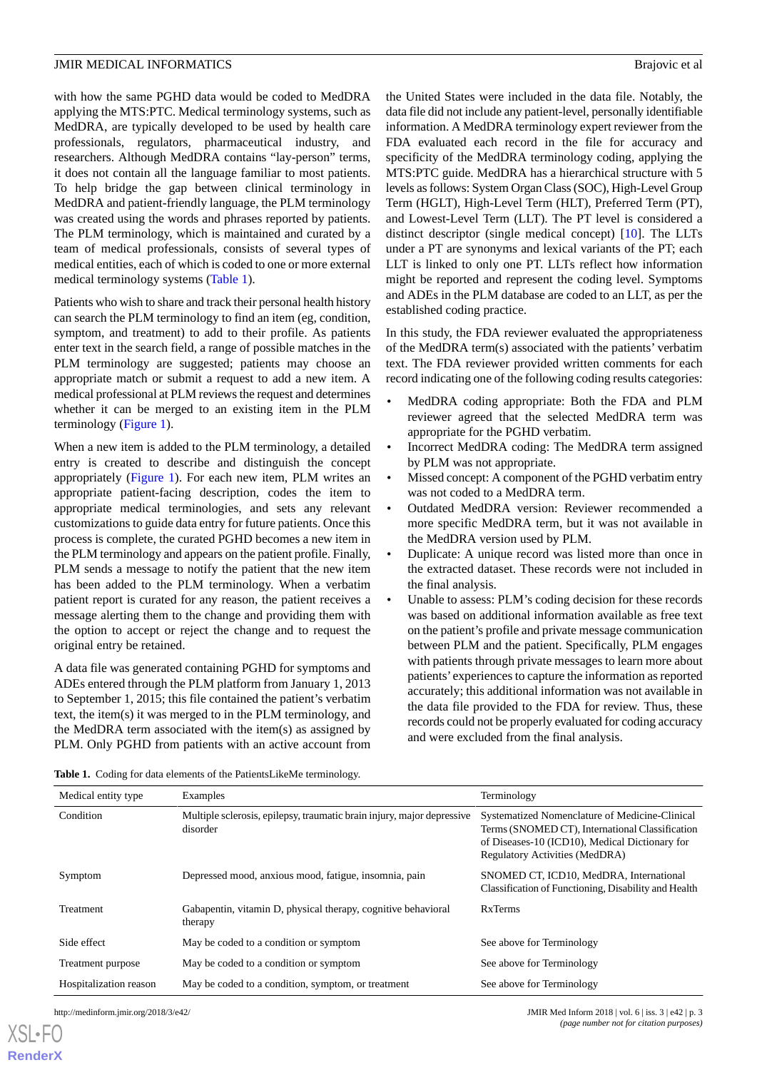with how the same PGHD data would be coded to MedDRA applying the MTS:PTC. Medical terminology systems, such as MedDRA, are typically developed to be used by health care professionals, regulators, pharmaceutical industry, and researchers. Although MedDRA contains "lay-person" terms, it does not contain all the language familiar to most patients. To help bridge the gap between clinical terminology in MedDRA and patient-friendly language, the PLM terminology was created using the words and phrases reported by patients. The PLM terminology, which is maintained and curated by a team of medical professionals, consists of several types of medical entities, each of which is coded to one or more external medical terminology systems (Table 1).

Patients who wish to share and track their personal health history can search the PLM terminology to find an item (eg, condition, symptom, and treatment) to add to their profile. As patients enter text in the search field, a range of possible matches in the PLM terminology are suggested; patients may choose an appropriate match or submit a request to add a new item. A medical professional at PLM reviews the request and determines whether it can be merged to an existing item in the PLM terminology (Figure 1).

When a new item is added to the PLM terminology, a detailed entry is created to describe and distinguish the concept appropriately (Figure 1). For each new item, PLM writes an appropriate patient-facing description, codes the item to appropriate medical terminologies, and sets any relevant customizations to guide data entry for future patients. Once this process is complete, the curated PGHD becomes a new item in the PLM terminology and appears on the patient profile. Finally, PLM sends a message to notify the patient that the new item has been added to the PLM terminology. When a verbatim patient report is curated for any reason, the patient receives a message alerting them to the change and providing them with the option to accept or reject the change and to request the original entry be retained.

A data file was generated containing PGHD for symptoms and ADEs entered through the PLM platform from January 1, 2013 to September 1, 2015; this file contained the patient's verbatim text, the item(s) it was merged to in the PLM terminology, and the MedDRA term associated with the item(s) as assigned by PLM. Only PGHD from patients with an active account from the United States were included in the data file. Notably, the data file did not include any patient-level, personally identifiable information. A MedDRA terminology expert reviewer from the FDA evaluated each record in the file for accuracy and specificity of the MedDRA terminology coding, applying the MTS:PTC guide. MedDRA has a hierarchical structure with 5 levels as follows: System Organ Class (SOC), High-Level Group Term (HGLT), High-Level Term (HLT), Preferred Term (PT), and Lowest-Level Term (LLT). The PT level is considered a distinct descriptor (single medical concept) [10]. The LLTs under a PT are synonyms and lexical variants of the PT; each LLT is linked to only one PT. LLTs reflect how information might be reported and represent the coding level. Symptoms and ADEs in the PLM database are coded to an LLT, as per the established coding practice.

In this study, the FDA reviewer evaluated the appropriateness of the MedDRA term(s) associated with the patients' verbatim text. The FDA reviewer provided written comments for each record indicating one of the following coding results categories:

- MedDRA coding appropriate: Both the FDA and PLM reviewer agreed that the selected MedDRA term was appropriate for the PGHD verbatim.
- Incorrect MedDRA coding: The MedDRA term assigned by PLM was not appropriate.
- Missed concept: A component of the PGHD verbatim entry was not coded to a MedDRA term.
- Outdated MedDRA version: Reviewer recommended a more specific MedDRA term, but it was not available in the MedDRA version used by PLM.
- Duplicate: A unique record was listed more than once in the extracted dataset. These records were not included in the final analysis.
- Unable to assess: PLM's coding decision for these records was based on additional information available as free text on the patient's profile and private message communication between PLM and the patient. Specifically, PLM engages with patients through private messages to learn more about patients' experiences to capture the information as reported accurately; this additional information was not available in the data file provided to the FDA for review. Thus, these records could not be properly evaluated for coding accuracy and were excluded from the final analysis.

**Table 1.** Coding for data elements of the PatientsLikeMe terminology.

| Medical entity type | Examples | Terminology |
|---|---|---|
| Condition | Multiple sclerosis, epilepsy, traumatic brain injury, major depressive disorder | Systematized Nomenclature of Medicine-Clinical Terms (SNOMED CT), International Classification of Diseases-10 (ICD10), Medical Dictionary for Regulatory Activities (MedDRA) |
| Symptom | Depressed mood, anxious mood, fatigue, insomnia, pain | SNOMED CT, ICD10, MedDRA, International Classification of Functioning, Disability and Health |
| Treatment | Gabapentin, vitamin D, physical therapy, cognitive behavioral therapy | RxTerms |
| Side effect | May be coded to a condition or symptom | See above for Terminology |
| Treatment purpose | May be coded to a condition or symptom | See above for Terminology |
| Hospitalization reason | May be coded to a condition, symptom, or treatment | See above for Terminology |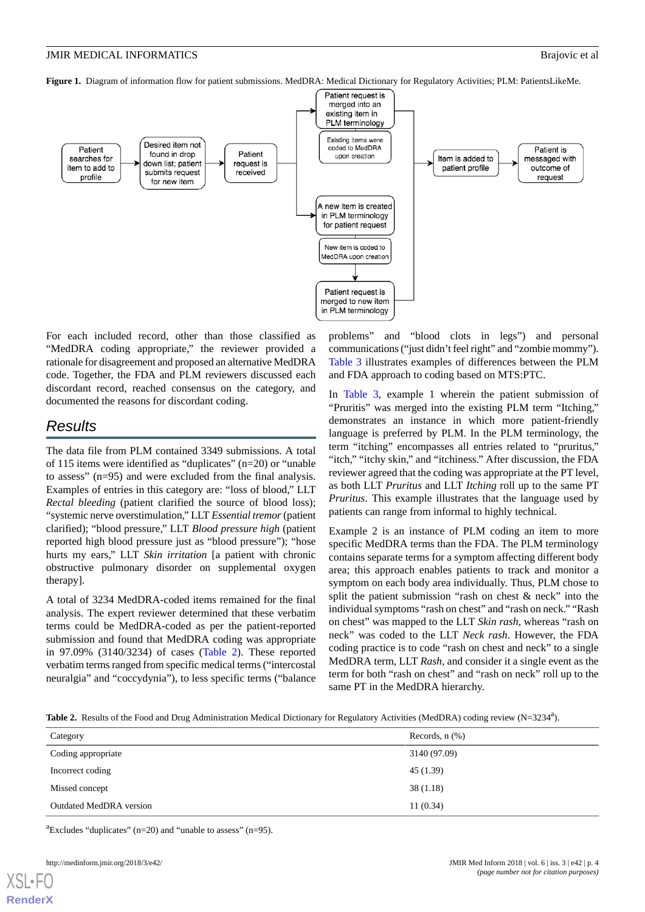**Figure 1.** Diagram of information flow for patient submissions. MedDRA: Medical Dictionary for Regulatory Activities; PLM: PatientsLikeMe.

For each included record, other than those classified as "MedDRA coding appropriate," the reviewer provided a rationale for disagreement and proposed an alternative MedDRA code. Together, the FDA and PLM reviewers discussed each discordant record, reached consensus on the category, and documented the reasons for discordant coding.

## Results

The data file from PLM contained 3349 submissions. A total of 115 items were identified as "duplicates" (n=20) or "unable to assess" (n=95) and were excluded from the final analysis. Examples of entries in this category are: "loss of blood," LLT *Rectal bleeding* (patient clarified the source of blood loss); "systemic nerve overstimulation," LLT *Essential tremor* (patient clarified); "blood pressure," LLT *Blood pressure high* (patient reported high blood pressure just as "blood pressure"); "hose hurts my ears," LLT *Skin irritation* [a patient with chronic obstructive pulmonary disorder on supplemental oxygen therapy].

A total of 3234 MedDRA-coded items remained for the final analysis. The expert reviewer determined that these verbatim terms could be MedDRA-coded as per the patient-reported submission and found that MedDRA coding was appropriate in 97.09% (3140/3234) of cases (Table 2). These reported verbatim terms ranged from specific medical terms ("intercostal neuralgia" and "coccydynia"), to less specific terms ("balance problems" and "blood clots in legs") and personal communications ("just didn't feel right" and "zombie mommy"). Table 3 illustrates examples of differences between the PLM and FDA approach to coding based on MTS:PTC.

In Table 3, example 1 wherein the patient submission of "Pruritis" was merged into the existing PLM term "Itching," demonstrates an instance in which more patient-friendly language is preferred by PLM. In the PLM terminology, the term "itching" encompasses all entries related to "pruritus," "itch," "itchy skin," and "itchiness." After discussion, the FDA reviewer agreed that the coding was appropriate at the PT level, as both LLT *Pruritus* and LLT *Itching* roll up to the same PT *Pruritus*. This example illustrates that the language used by patients can range from informal to highly technical.

Example 2 is an instance of PLM coding an item to more specific MedDRA terms than the FDA. The PLM terminology contains separate terms for a symptom affecting different body area; this approach enables patients to track and monitor a symptom on each body area individually. Thus, PLM chose to split the patient submission "rash on chest & neck" into the individual symptoms "rash on chest" and "rash on neck." "Rash on chest" was mapped to the LLT *Skin rash*, whereas "rash on neck" was coded to the LLT *Neck rash*. However, the FDA coding practice is to code "rash on chest and neck" to a single MedDRA term, LLT *Rash*, and consider it a single event as the term for both "rash on chest" and "rash on neck" roll up to the same PT in the MedDRA hierarchy.

**Table 2.** Results of the Food and Drug Administration Medical Dictionary for Regulatory Activities (MedDRA) coding review (N=3234[a]).

| Category | Records, n (%) |
|---|---|
| Coding appropriate | 3140 (97.09) |
| Incorrect coding | 45 (1.39) |
| Missed concept | 38 (1.18) |
| Outdated MedDRA version | 11 (0.34) |

[a]Excludes "duplicates" (n=20) and "unable to assess" (n=95).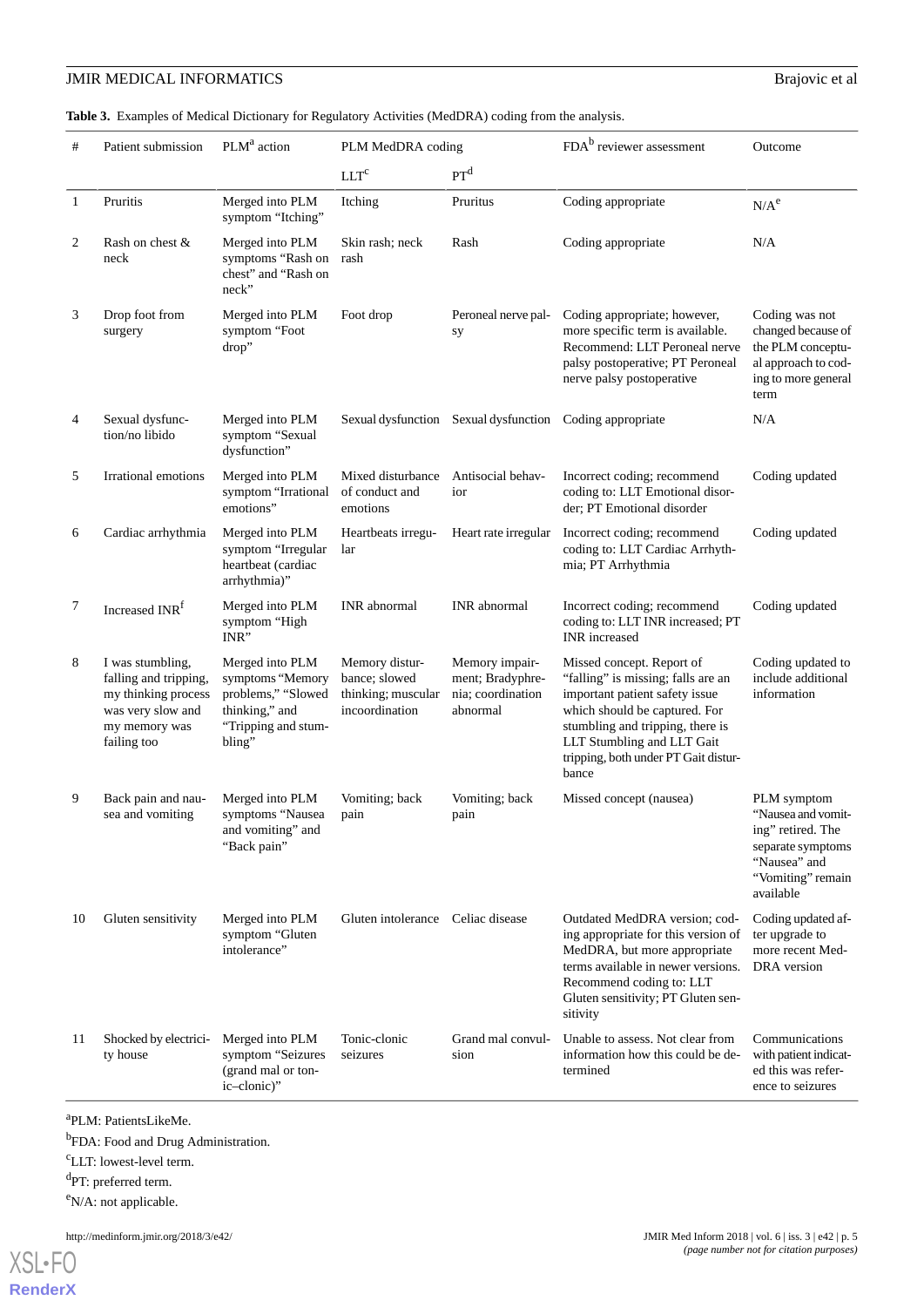**Table 3.** Examples of Medical Dictionary for Regulatory Activities (MedDRA) coding from the analysis.

| # | Patient submission | PLM[a] action | PLM MedDRA coding | | FDA[b] reviewer assessment | Outcome |
|---|---|---|---|---|---|---|
| | | | LLT[c] | PT[d] | | |
| 1 | Pruritis | Merged into PLM symptom "Itching" | Itching | Pruritus | Coding appropriate | N/A[e] |
| 2 | Rash on chest & neck | Merged into PLM symptoms "Rash on chest" and "Rash on neck" | Skin rash; neck rash | Rash | Coding appropriate | N/A |
| 3 | Drop foot from surgery | Merged into PLM symptom "Foot drop" | Foot drop | Peroneal nerve palsy | Coding appropriate; however, more specific term is available. Recommend: LLT Peroneal nerve palsy postoperative; PT Peroneal nerve palsy postoperative | Coding was not changed because of the PLM conceptual approach to coding to more general term |
| 4 | Sexual dysfunction/no libido | Merged into PLM symptom "Sexual dysfunction" | Sexual dysfunction | Sexual dysfunction | Coding appropriate | N/A |
| 5 | Irrational emotions | Merged into PLM symptom "Irrational emotions" | Mixed disturbance of conduct and emotions | Antisocial behavior | Incorrect coding; recommend coding to: LLT Emotional disorder; PT Emotional disorder | Coding updated |
| 6 | Cardiac arrhythmia | Merged into PLM symptom "Irregular heartbeat (cardiac arrhythmia)" | Heartbeats irregular | Heart rate irregular | Incorrect coding; recommend coding to: LLT Cardiac Arrhythmia; PT Arrhythmia | Coding updated |
| 7 | Increased INR[f] | Merged into PLM symptom "High INR" | INR abnormal | INR abnormal | Incorrect coding; recommend coding to: LLT INR increased; PT INR increased | Coding updated |
| 8 | I was stumbling, falling and tripping, my thinking process was very slow and my memory was failing too | Merged into PLM symptoms "Memory problems," "Slowed thinking," and "Tripping and stumbling" | Memory disturbance; slowed thinking; muscular incoordination | Memory impairment; Bradyphrenia; coordination abnormal | Missed concept. Report of "falling" is missing; falls are an important patient safety issue which should be captured. For stumbling and tripping, there is LLT Stumbling and LLT Gait tripping, both under PT Gait disturbance | Coding updated to include additional information |
| 9 | Back pain and nausea and vomiting | Merged into PLM symptoms "Nausea and vomiting" and "Back pain" | Vomiting; back pain | Vomiting; back pain | Missed concept (nausea) | PLM symptom "Nausea and vomiting" retired. The separate symptoms "Nausea" and "Vomiting" remain available |
| 10 | Gluten sensitivity | Merged into PLM symptom "Gluten intolerance" | Gluten intolerance | Celiac disease | Outdated MedDRA version; coding appropriate for this version of MedDRA, but more appropriate terms available in newer versions. Recommend coding to: LLT Gluten sensitivity; PT Gluten sensitivity | Coding updated after upgrade to more recent MedDRA version |
| 11 | Shocked by electricity house | Merged into PLM symptom "Seizures (grand mal or tonic–clonic)" | Tonic-clonic seizures | Grand mal convulsion | Unable to assess. Not clear from information how this could be determined | Communications with patient indicated this was reference to seizures |

[a]PLM: PatientsLikeMe.

[b]FDA: Food and Drug Administration.

[c]LLT: lowest-level term.

[d]PT: preferred term.

[e]N/A: not applicable.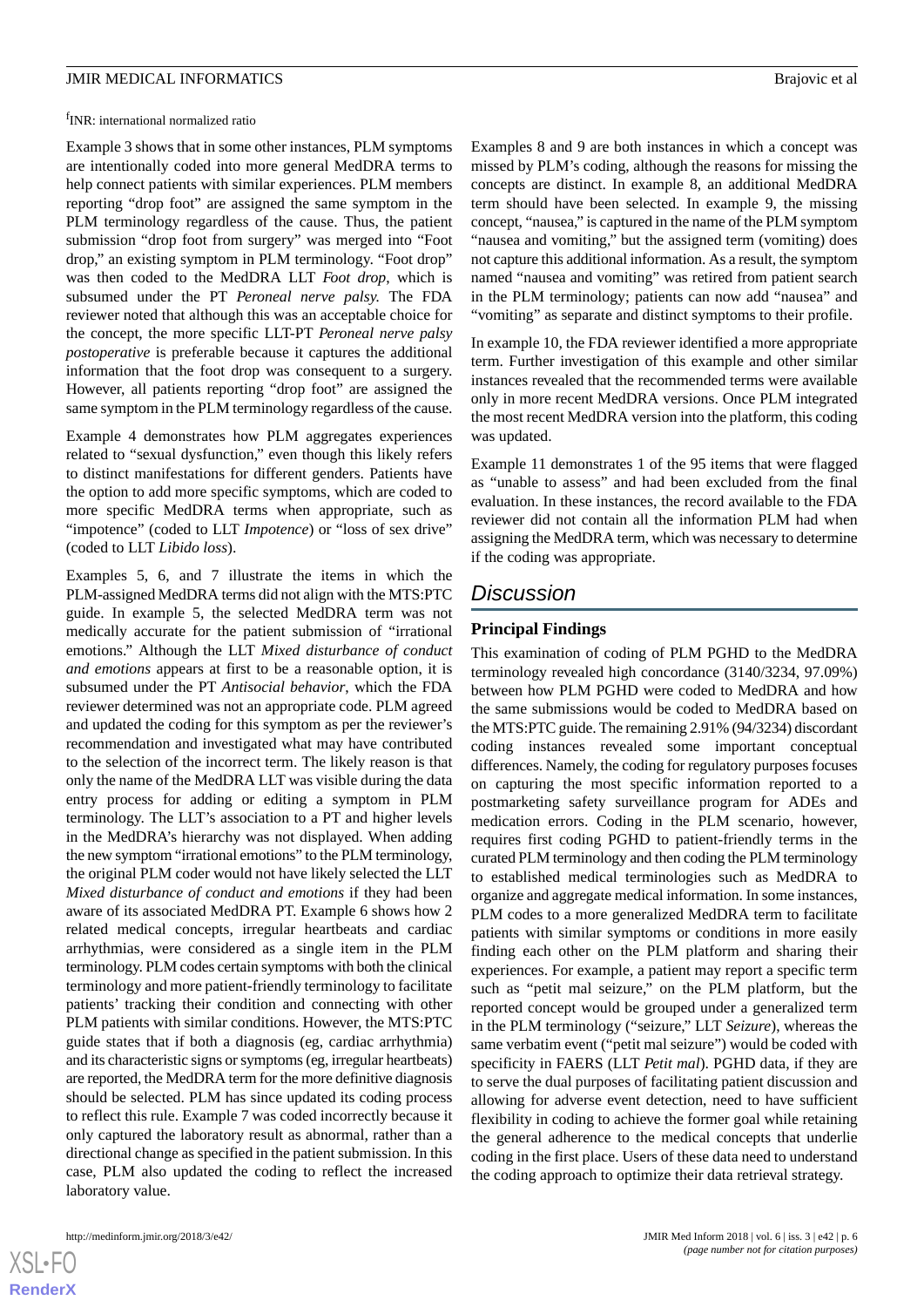[f]INR: international normalized ratio

Example 3 shows that in some other instances, PLM symptoms are intentionally coded into more general MedDRA terms to help connect patients with similar experiences. PLM members reporting "drop foot" are assigned the same symptom in the PLM terminology regardless of the cause. Thus, the patient submission "drop foot from surgery" was merged into "Foot drop," an existing symptom in PLM terminology. "Foot drop" was then coded to the MedDRA LLT *Foot drop*, which is subsumed under the PT *Peroneal nerve palsy.* The FDA reviewer noted that although this was an acceptable choice for the concept, the more specific LLT-PT *Peroneal nerve palsy postoperative* is preferable because it captures the additional information that the foot drop was consequent to a surgery. However, all patients reporting "drop foot" are assigned the same symptom in the PLM terminology regardless of the cause.

Example 4 demonstrates how PLM aggregates experiences related to "sexual dysfunction," even though this likely refers to distinct manifestations for different genders. Patients have the option to add more specific symptoms, which are coded to more specific MedDRA terms when appropriate, such as "impotence" (coded to LLT *Impotence*) or "loss of sex drive" (coded to LLT *Libido loss*).

Examples 5, 6, and 7 illustrate the items in which the PLM-assigned MedDRA terms did not align with the MTS:PTC guide. In example 5, the selected MedDRA term was not medically accurate for the patient submission of "irrational emotions." Although the LLT *Mixed disturbance of conduct and emotions* appears at first to be a reasonable option, it is subsumed under the PT *Antisocial behavior*, which the FDA reviewer determined was not an appropriate code. PLM agreed and updated the coding for this symptom as per the reviewer's recommendation and investigated what may have contributed to the selection of the incorrect term. The likely reason is that only the name of the MedDRA LLT was visible during the data entry process for adding or editing a symptom in PLM terminology. The LLT's association to a PT and higher levels in the MedDRA's hierarchy was not displayed. When adding the new symptom "irrational emotions" to the PLM terminology, the original PLM coder would not have likely selected the LLT *Mixed disturbance of conduct and emotions* if they had been aware of its associated MedDRA PT. Example 6 shows how 2 related medical concepts, irregular heartbeats and cardiac arrhythmias, were considered as a single item in the PLM terminology. PLM codes certain symptoms with both the clinical terminology and more patient-friendly terminology to facilitate patients' tracking their condition and connecting with other PLM patients with similar conditions. However, the MTS:PTC guide states that if both a diagnosis (eg, cardiac arrhythmia) and its characteristic signs or symptoms (eg, irregular heartbeats) are reported, the MedDRA term for the more definitive diagnosis should be selected. PLM has since updated its coding process to reflect this rule. Example 7 was coded incorrectly because it only captured the laboratory result as abnormal, rather than a directional change as specified in the patient submission. In this case, PLM also updated the coding to reflect the increased laboratory value.

Examples 8 and 9 are both instances in which a concept was missed by PLM's coding, although the reasons for missing the concepts are distinct. In example 8, an additional MedDRA term should have been selected. In example 9, the missing concept, "nausea," is captured in the name of the PLM symptom "nausea and vomiting," but the assigned term (vomiting) does not capture this additional information. As a result, the symptom named "nausea and vomiting" was retired from patient search in the PLM terminology; patients can now add "nausea" and "vomiting" as separate and distinct symptoms to their profile.

In example 10, the FDA reviewer identified a more appropriate term. Further investigation of this example and other similar instances revealed that the recommended terms were available only in more recent MedDRA versions. Once PLM integrated the most recent MedDRA version into the platform, this coding was updated.

Example 11 demonstrates 1 of the 95 items that were flagged as "unable to assess" and had been excluded from the final evaluation. In these instances, the record available to the FDA reviewer did not contain all the information PLM had when assigning the MedDRA term, which was necessary to determine if the coding was appropriate.

## Discussion

### Principal Findings

This examination of coding of PLM PGHD to the MedDRA terminology revealed high concordance (3140/3234, 97.09%) between how PLM PGHD were coded to MedDRA and how the same submissions would be coded to MedDRA based on the MTS:PTC guide. The remaining 2.91% (94/3234) discordant coding instances revealed some important conceptual differences. Namely, the coding for regulatory purposes focuses on capturing the most specific information reported to a postmarketing safety surveillance program for ADEs and medication errors. Coding in the PLM scenario, however, requires first coding PGHD to patient-friendly terms in the curated PLM terminology and then coding the PLM terminology to established medical terminologies such as MedDRA to organize and aggregate medical information. In some instances, PLM codes to a more generalized MedDRA term to facilitate patients with similar symptoms or conditions in more easily finding each other on the PLM platform and sharing their experiences. For example, a patient may report a specific term such as "petit mal seizure," on the PLM platform, but the reported concept would be grouped under a generalized term in the PLM terminology ("seizure," LLT *Seizure*), whereas the same verbatim event ("petit mal seizure") would be coded with specificity in FAERS (LLT *Petit mal*). PGHD data, if they are to serve the dual purposes of facilitating patient discussion and allowing for adverse event detection, need to have sufficient flexibility in coding to achieve the former goal while retaining the general adherence to the medical concepts that underlie coding in the first place. Users of these data need to understand the coding approach to optimize their data retrieval strategy.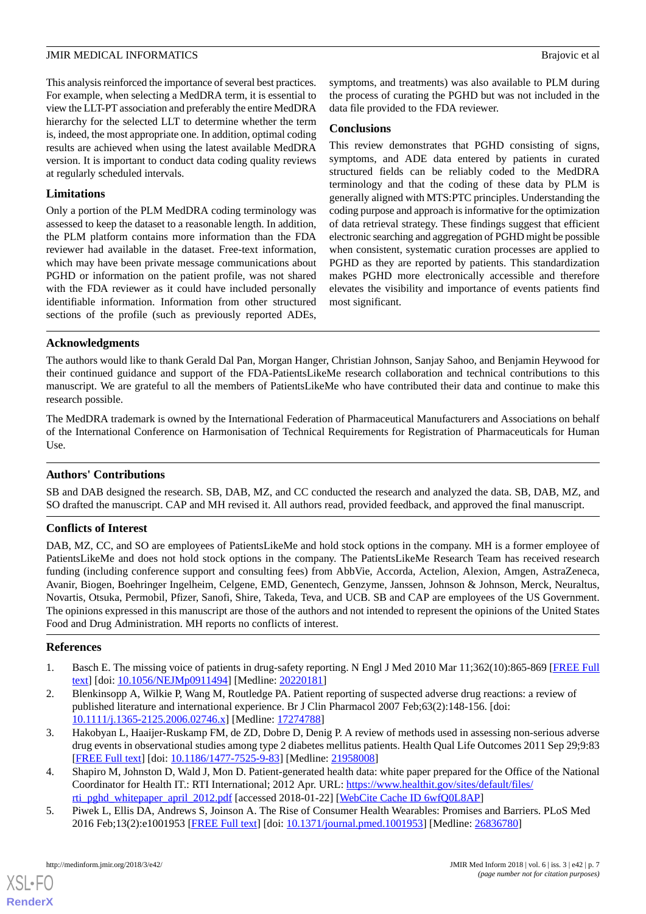This analysis reinforced the importance of several best practices. For example, when selecting a MedDRA term, it is essential to view the LLT-PT association and preferably the entire MedDRA hierarchy for the selected LLT to determine whether the term is, indeed, the most appropriate one. In addition, optimal coding results are achieved when using the latest available MedDRA version. It is important to conduct data coding quality reviews at regularly scheduled intervals.

### Limitations

Only a portion of the PLM MedDRA coding terminology was assessed to keep the dataset to a reasonable length. In addition, the PLM platform contains more information than the FDA reviewer had available in the dataset. Free-text information, which may have been private message communications about PGHD or information on the patient profile, was not shared with the FDA reviewer as it could have included personally identifiable information. Information from other structured sections of the profile (such as previously reported ADEs, symptoms, and treatments) was also available to PLM during the process of curating the PGHD but was not included in the data file provided to the FDA reviewer.

### Conclusions

This review demonstrates that PGHD consisting of signs, symptoms, and ADE data entered by patients in curated structured fields can be reliably coded to the MedDRA terminology and that the coding of these data by PLM is generally aligned with MTS:PTC principles. Understanding the coding purpose and approach is informative for the optimization of data retrieval strategy. These findings suggest that efficient electronic searching and aggregation of PGHD might be possible when consistent, systematic curation processes are applied to PGHD as they are reported by patients. This standardization makes PGHD more electronically accessible and therefore elevates the visibility and importance of events patients find most significant.

## Acknowledgments

The authors would like to thank Gerald Dal Pan, Morgan Hanger, Christian Johnson, Sanjay Sahoo, and Benjamin Heywood for their continued guidance and support of the FDA-PatientsLikeMe research collaboration and technical contributions to this manuscript. We are grateful to all the members of PatientsLikeMe who have contributed their data and continue to make this research possible.

The MedDRA trademark is owned by the International Federation of Pharmaceutical Manufacturers and Associations on behalf of the International Conference on Harmonisation of Technical Requirements for Registration of Pharmaceuticals for Human Use.

## Authors' Contributions

SB and DAB designed the research. SB, DAB, MZ, and CC conducted the research and analyzed the data. SB, DAB, MZ, and SO drafted the manuscript. CAP and MH revised it. All authors read, provided feedback, and approved the final manuscript.

## Conflicts of Interest

DAB, MZ, CC, and SO are employees of PatientsLikeMe and hold stock options in the company. MH is a former employee of PatientsLikeMe and does not hold stock options in the company. The PatientsLikeMe Research Team has received research funding (including conference support and consulting fees) from AbbVie, Accorda, Actelion, Alexion, Amgen, AstraZeneca, Avanir, Biogen, Boehringer Ingelheim, Celgene, EMD, Genentech, Genzyme, Janssen, Johnson & Johnson, Merck, Neuraltus, Novartis, Otsuka, Permobil, Pfizer, Sanofi, Shire, Takeda, Teva, and UCB. SB and CAP are employees of the US Government. The opinions expressed in this manuscript are those of the authors and not intended to represent the opinions of the United States Food and Drug Administration. MH reports no conflicts of interest.

## References

1. Basch E. The missing voice of patients in drug-safety reporting. N Engl J Med 2010 Mar 11;362(10):865-869 [FREE Full text] [doi: 10.1056/NEJMp0911494] [Medline: 20220181]
2. Blenkinsopp A, Wilkie P, Wang M, Routledge PA. Patient reporting of suspected adverse drug reactions: a review of published literature and international experience. Br J Clin Pharmacol 2007 Feb;63(2):148-156. [doi: 10.1111/j.1365-2125.2006.02746.x] [Medline: 17274788]
3. Hakobyan L, Haaijer-Ruskamp FM, de ZD, Dobre D, Denig P. A review of methods used in assessing non-serious adverse drug events in observational studies among type 2 diabetes mellitus patients. Health Qual Life Outcomes 2011 Sep 29;9:83 [FREE Full text] [doi: 10.1186/1477-7525-9-83] [Medline: 21958008]
4. Shapiro M, Johnston D, Wald J, Mon D. Patient-generated health data: white paper prepared for the Office of the National Coordinator for Health IT.: RTI International; 2012 Apr. URL: https://www.healthit.gov/sites/default/files/rti_pghd_whitepaper_april_2012.pdf [accessed 2018-01-22] [WebCite Cache ID 6wfQ0L8AP]
5. Piwek L, Ellis DA, Andrews S, Joinson A. The Rise of Consumer Health Wearables: Promises and Barriers. PLoS Med 2016 Feb;13(2):e1001953 [FREE Full text] [doi: 10.1371/journal.pmed.1001953] [Medline: 26836780]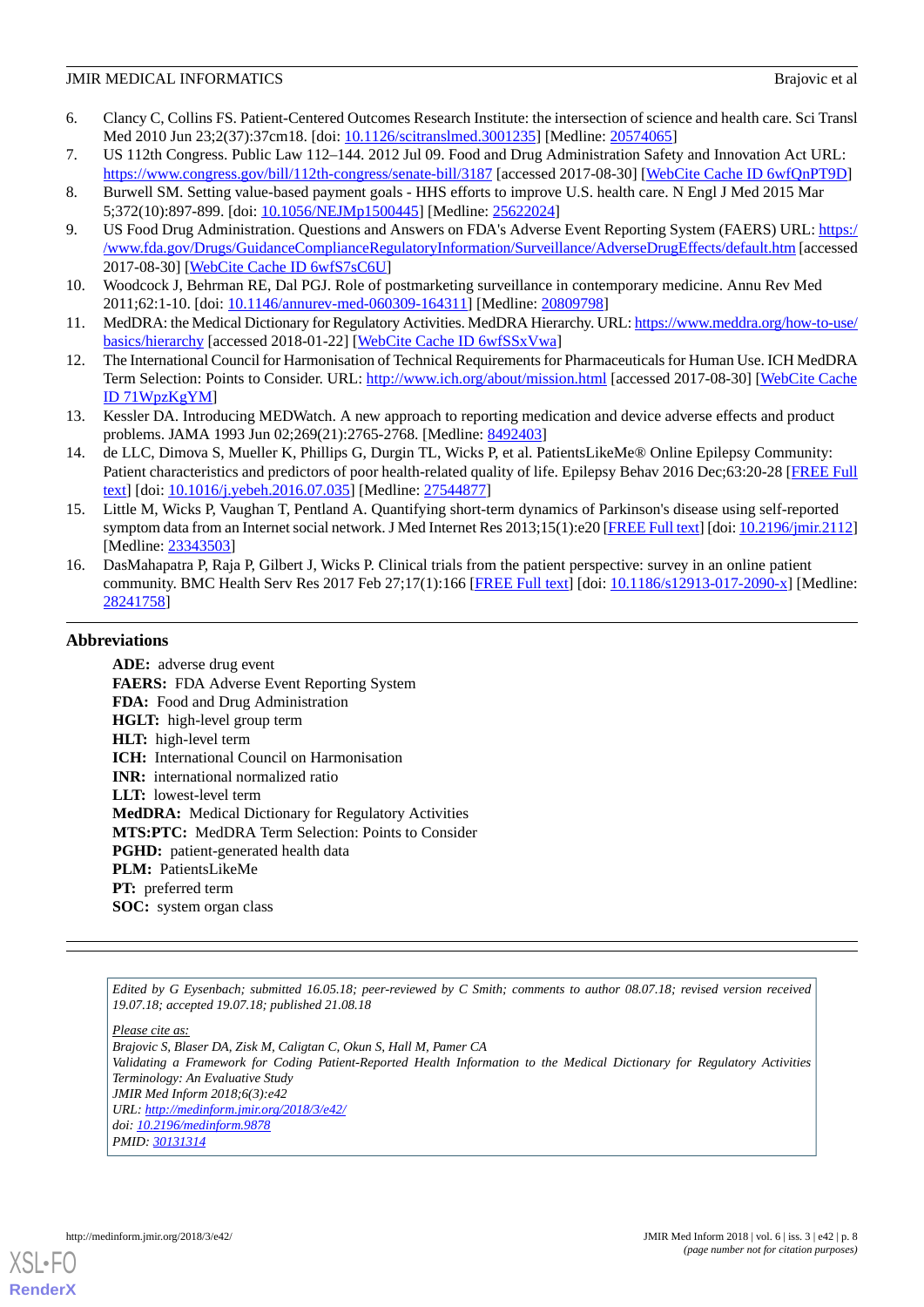6. Clancy C, Collins FS. Patient-Centered Outcomes Research Institute: the intersection of science and health care. Sci Transl Med 2010 Jun 23;2(37):37cm18. [doi: 10.1126/scitranslmed.3001235] [Medline: 20574065]
7. US 112th Congress. Public Law 112–144. 2012 Jul 09. Food and Drug Administration Safety and Innovation Act URL: https://www.congress.gov/bill/112th-congress/senate-bill/3187 [accessed 2017-08-30] [WebCite Cache ID 6wfQnPT9D]
8. Burwell SM. Setting value-based payment goals - HHS efforts to improve U.S. health care. N Engl J Med 2015 Mar 5;372(10):897-899. [doi: 10.1056/NEJMp1500445] [Medline: 25622024]
9. US Food Drug Administration. Questions and Answers on FDA's Adverse Event Reporting System (FAERS) URL: https://www.fda.gov/Drugs/GuidanceComplianceRegulatoryInformation/Surveillance/AdverseDrugEffects/default.htm [accessed 2017-08-30] [WebCite Cache ID 6wfS7sC6U]
10. Woodcock J, Behrman RE, Dal PGJ. Role of postmarketing surveillance in contemporary medicine. Annu Rev Med 2011;62:1-10. [doi: 10.1146/annurev-med-060309-164311] [Medline: 20809798]
11. MedDRA: the Medical Dictionary for Regulatory Activities. MedDRA Hierarchy. URL: https://www.meddra.org/how-to-use/basics/hierarchy [accessed 2018-01-22] [WebCite Cache ID 6wfSSxVwa]
12. The International Council for Harmonisation of Technical Requirements for Pharmaceuticals for Human Use. ICH MedDRA Term Selection: Points to Consider. URL: http://www.ich.org/about/mission.html [accessed 2017-08-30] [WebCite Cache ID 71WpzKgYM]
13. Kessler DA. Introducing MEDWatch. A new approach to reporting medication and device adverse effects and product problems. JAMA 1993 Jun 02;269(21):2765-2768. [Medline: 8492403]
14. de LLC, Dimova S, Mueller K, Phillips G, Durgin TL, Wicks P, et al. PatientsLikeMe® Online Epilepsy Community: Patient characteristics and predictors of poor health-related quality of life. Epilepsy Behav 2016 Dec;63:20-28 [FREE Full text] [doi: 10.1016/j.yebeh.2016.07.035] [Medline: 27544877]
15. Little M, Wicks P, Vaughan T, Pentland A. Quantifying short-term dynamics of Parkinson's disease using self-reported symptom data from an Internet social network. J Med Internet Res 2013;15(1):e20 [FREE Full text] [doi: 10.2196/jmir.2112] [Medline: 23343503]
16. DasMahapatra P, Raja P, Gilbert J, Wicks P. Clinical trials from the patient perspective: survey in an online patient community. BMC Health Serv Res 2017 Feb 27;17(1):166 [FREE Full text] [doi: 10.1186/s12913-017-2090-x] [Medline: 28241758]

## Abbreviations

**ADE:** adverse drug event
**FAERS:** FDA Adverse Event Reporting System
**FDA:** Food and Drug Administration
**HGLT:** high-level group term
**HLT:** high-level term
**ICH:** International Council on Harmonisation
**INR:** international normalized ratio
**LLT:** lowest-level term
**MedDRA:** Medical Dictionary for Regulatory Activities
**MTS:PTC:** MedDRA Term Selection: Points to Consider
**PGHD:** patient-generated health data
**PLM:** PatientsLikeMe
**PT:** preferred term
**SOC:** system organ class

*Edited by G Eysenbach; submitted 16.05.18; peer-reviewed by C Smith; comments to author 08.07.18; revised version received 19.07.18; accepted 19.07.18; published 21.08.18*

*Please cite as:*
*Brajovic S, Blaser DA, Zisk M, Caligtan C, Okun S, Hall M, Pamer CA*
*Validating a Framework for Coding Patient-Reported Health Information to the Medical Dictionary for Regulatory Activities Terminology: An Evaluative Study*
*JMIR Med Inform 2018;6(3):e42*
*URL: http://medinform.jmir.org/2018/3/e42/*
*doi: 10.2196/medinform.9878*
*PMID: 30131314*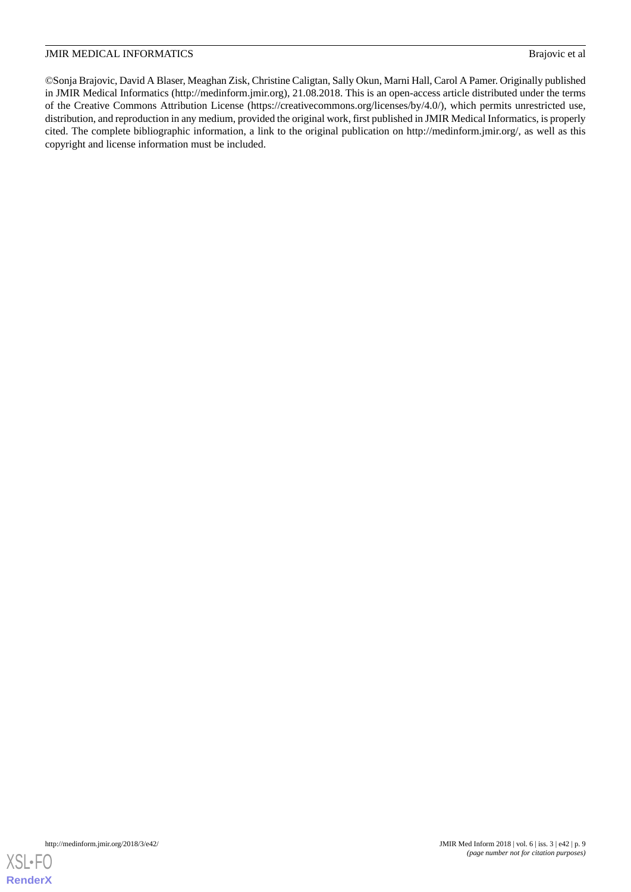©Sonja Brajovic, David A Blaser, Meaghan Zisk, Christine Caligtan, Sally Okun, Marni Hall, Carol A Pamer. Originally published in JMIR Medical Informatics (http://medinform.jmir.org), 21.08.2018. This is an open-access article distributed under the terms of the Creative Commons Attribution License (https://creativecommons.org/licenses/by/4.0/), which permits unrestricted use, distribution, and reproduction in any medium, provided the original work, first published in JMIR Medical Informatics, is properly cited. The complete bibliographic information, a link to the original publication on http://medinform.jmir.org/, as well as this copyright and license information must be included.